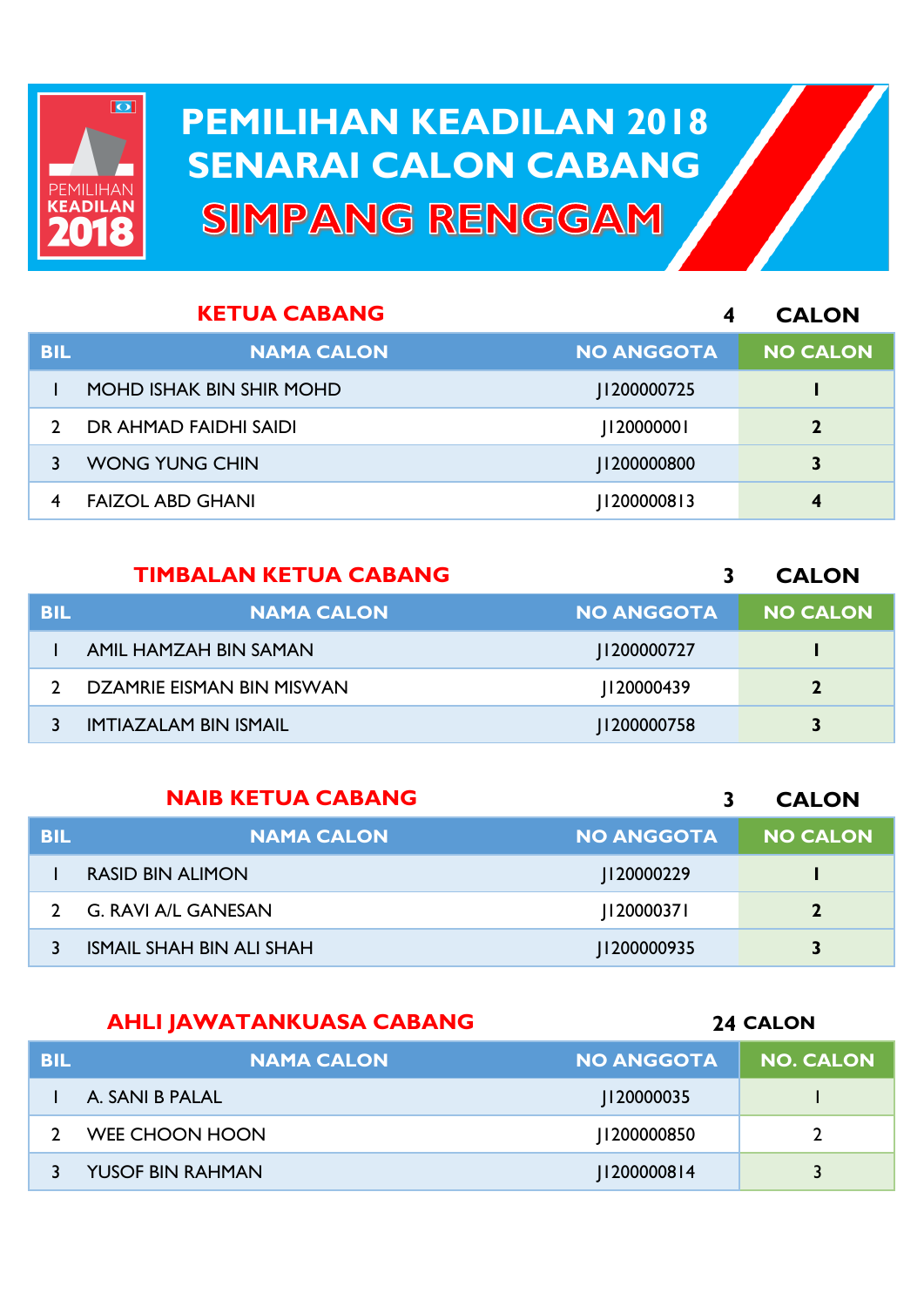# PEMILIHAN KEADILAN 2018
# SENARAI CALON CABANG
# SIMPANG RENGGAM

## KETUA CABANG — 4 CALON

| BIL | NAMA CALON | NO ANGGOTA | NO CALON |
|---|---|---|---|
| 1 | MOHD ISHAK BIN SHIR MOHD | J1200000725 | 1 |
| 2 | DR AHMAD FAIDHI SAIDI | J120000001 | 2 |
| 3 | WONG YUNG CHIN | J1200000800 | 3 |
| 4 | FAIZOL ABD GHANI | J1200000813 | 4 |

## TIMBALAN KETUA CABANG — 3 CALON

| BIL | NAMA CALON | NO ANGGOTA | NO CALON |
|---|---|---|---|
| 1 | AMIL HAMZAH BIN SAMAN | J1200000727 | 1 |
| 2 | DZAMRIE EISMAN BIN MISWAN | J120000439 | 2 |
| 3 | IMTIAZALAM BIN ISMAIL | J1200000758 | 3 |

## NAIB KETUA CABANG — 3 CALON

| BIL | NAMA CALON | NO ANGGOTA | NO CALON |
|---|---|---|---|
| 1 | RASID BIN ALIMON | J120000229 | 1 |
| 2 | G. RAVI A/L GANESAN | J120000371 | 2 |
| 3 | ISMAIL SHAH BIN ALI SHAH | J1200000935 | 3 |

## AHLI JAWATANKUASA CABANG — 24 CALON

| BIL | NAMA CALON | NO ANGGOTA | NO. CALON |
|---|---|---|---|
| 1 | A. SANI B PALAL | J120000035 | 1 |
| 2 | WEE CHOON HOON | J1200000850 | 2 |
| 3 | YUSOF BIN RAHMAN | J1200000814 | 3 |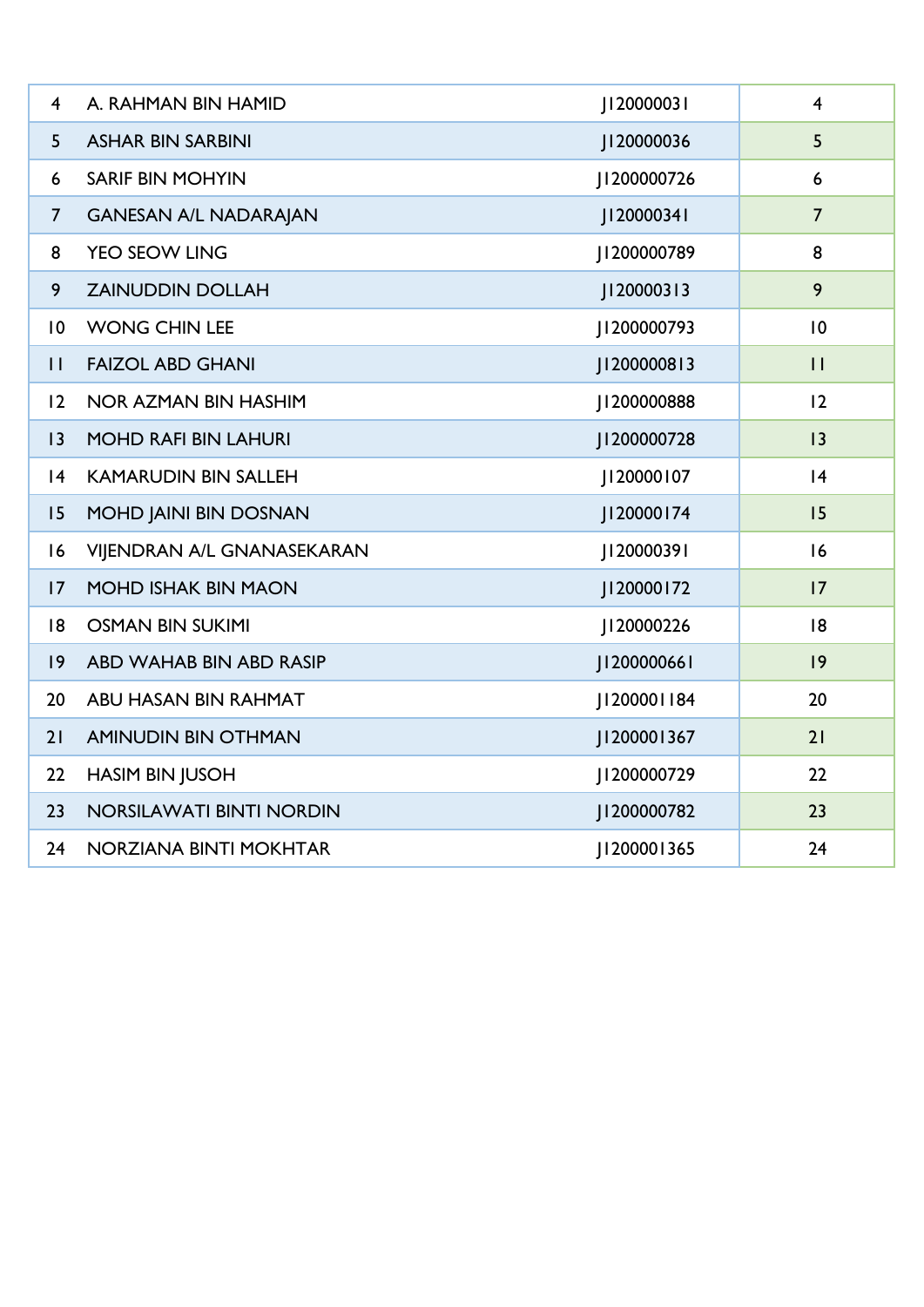| | | | |
|---|---|---|---|
| 4 | A. RAHMAN BIN HAMID | J120000031 | 4 |
| 5 | ASHAR BIN SARBINI | J120000036 | 5 |
| 6 | SARIF BIN MOHYIN | J1200000726 | 6 |
| 7 | GANESAN A/L NADARAJAN | J120000341 | 7 |
| 8 | YEO SEOW LING | J1200000789 | 8 |
| 9 | ZAINUDDIN DOLLAH | J120000313 | 9 |
| 10 | WONG CHIN LEE | J1200000793 | 10 |
| 11 | FAIZOL ABD GHANI | J1200000813 | 11 |
| 12 | NOR AZMAN BIN HASHIM | J1200000888 | 12 |
| 13 | MOHD RAFI BIN LAHURI | J1200000728 | 13 |
| 14 | KAMARUDIN BIN SALLEH | J120000107 | 14 |
| 15 | MOHD JAINI BIN DOSNAN | J120000174 | 15 |
| 16 | VIJENDRAN A/L GNANASEKARAN | J120000391 | 16 |
| 17 | MOHD ISHAK BIN MAON | J120000172 | 17 |
| 18 | OSMAN BIN SUKIMI | J120000226 | 18 |
| 19 | ABD WAHAB BIN ABD RASIP | J1200000661 | 19 |
| 20 | ABU HASAN BIN RAHMAT | J1200001184 | 20 |
| 21 | AMINUDIN BIN OTHMAN | J1200001367 | 21 |
| 22 | HASIM BIN JUSOH | J1200000729 | 22 |
| 23 | NORSILAWATI BINTI NORDIN | J1200000782 | 23 |
| 24 | NORZIANA BINTI MOKHTAR | J1200001365 | 24 |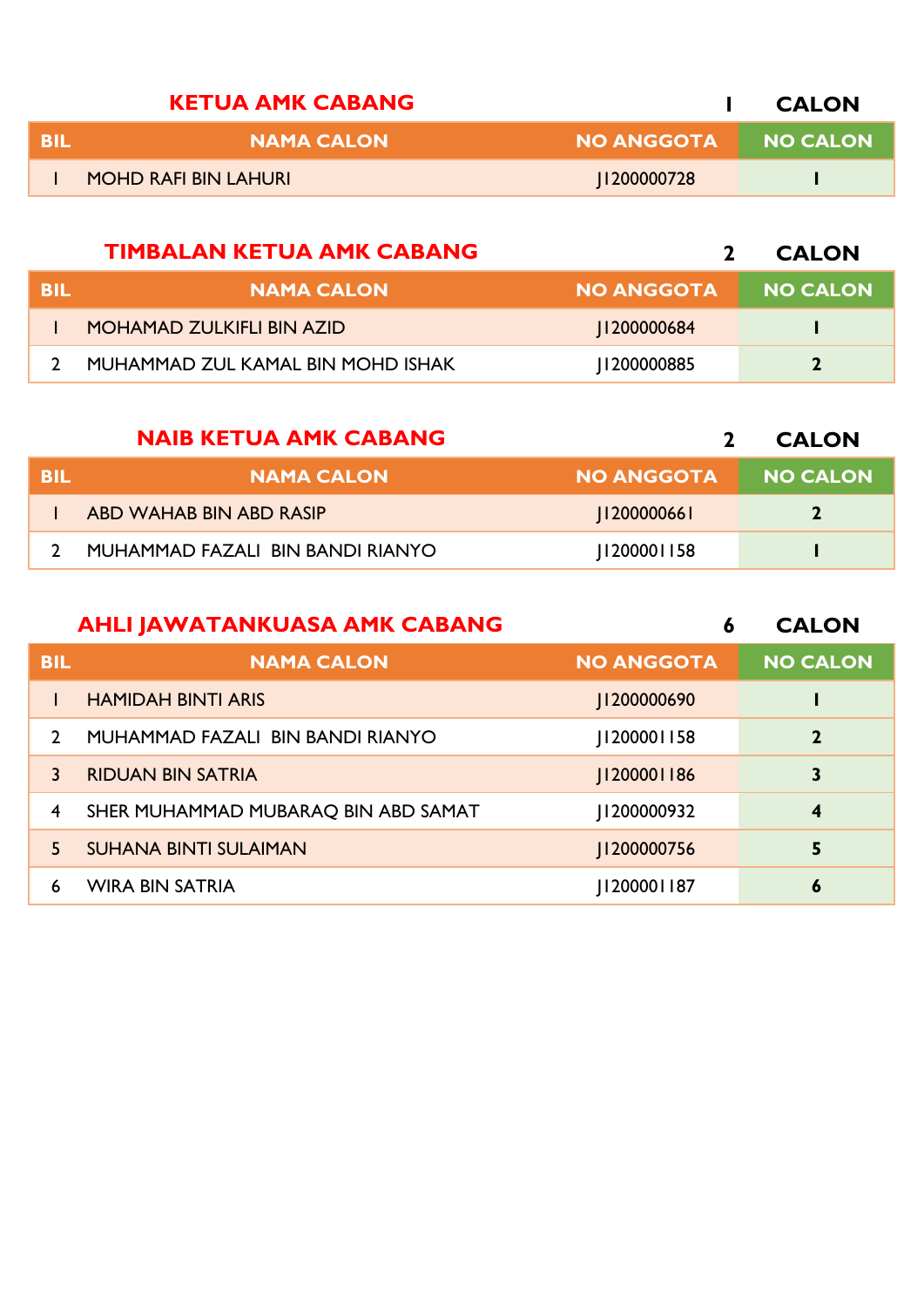## KETUA AMK CABANG — 1 CALON

| BIL | NAMA CALON | NO ANGGOTA | NO CALON |
|---|---|---|---|
| 1 | MOHD RAFI BIN LAHURI | J1200000728 | 1 |

## TIMBALAN KETUA AMK CABANG — 2 CALON

| BIL | NAMA CALON | NO ANGGOTA | NO CALON |
|---|---|---|---|
| 1 | MOHAMAD ZULKIFLI BIN AZID | J1200000684 | 1 |
| 2 | MUHAMMAD ZUL KAMAL BIN MOHD ISHAK | J1200000885 | 2 |

## NAIB KETUA AMK CABANG — 2 CALON

| BIL | NAMA CALON | NO ANGGOTA | NO CALON |
|---|---|---|---|
| 1 | ABD WAHAB BIN ABD RASIP | J1200000661 | 2 |
| 2 | MUHAMMAD FAZALI BIN BANDI RIANYO | J1200001158 | 1 |

## AHLI JAWATANKUASA AMK CABANG — 6 CALON

| BIL | NAMA CALON | NO ANGGOTA | NO CALON |
|---|---|---|---|
| 1 | HAMIDAH BINTI ARIS | J1200000690 | 1 |
| 2 | MUHAMMAD FAZALI BIN BANDI RIANYO | J1200001158 | 2 |
| 3 | RIDUAN BIN SATRIA | J1200001186 | 3 |
| 4 | SHER MUHAMMAD MUBARAQ BIN ABD SAMAT | J1200000932 | 4 |
| 5 | SUHANA BINTI SULAIMAN | J1200000756 | 5 |
| 6 | WIRA BIN SATRIA | J1200001187 | 6 |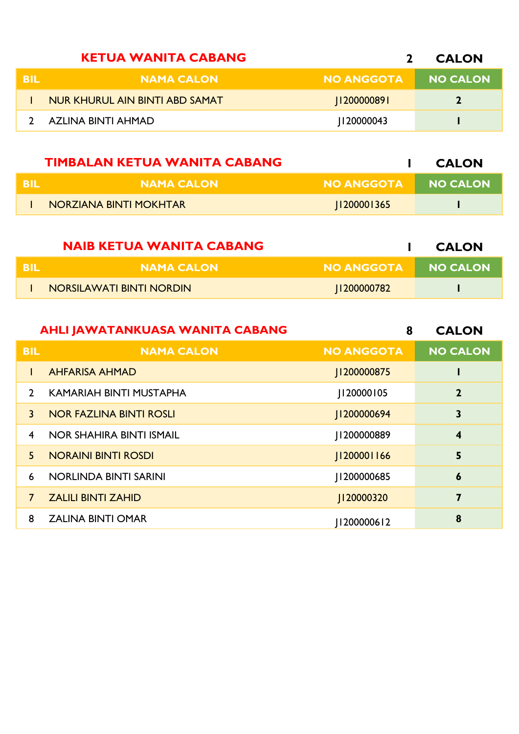## KETUA WANITA CABANG

**2 CALON**

| BIL | NAMA CALON | NO ANGGOTA | NO CALON |
|---|---|---|---|
| 1 | NUR KHURUL AIN BINTI ABD SAMAT | J1200000891 | 2 |
| 2 | AZLINA BINTI AHMAD | J120000043 | 1 |

## TIMBALAN KETUA WANITA CABANG

**1 CALON**

| BIL | NAMA CALON | NO ANGGOTA | NO CALON |
|---|---|---|---|
| 1 | NORZIANA BINTI MOKHTAR | J1200001365 | 1 |

## NAIB KETUA WANITA CABANG

**1 CALON**

| BIL | NAMA CALON | NO ANGGOTA | NO CALON |
|---|---|---|---|
| 1 | NORSILAWATI BINTI NORDIN | J1200000782 | 1 |

## AHLI JAWATANKUASA WANITA CABANG

**8 CALON**

| BIL | NAMA CALON | NO ANGGOTA | NO CALON |
|---|---|---|---|
| 1 | AHFARISA AHMAD | J1200000875 | 1 |
| 2 | KAMARIAH BINTI MUSTAPHA | J120000105 | 2 |
| 3 | NOR FAZLINA BINTI ROSLI | J1200000694 | 3 |
| 4 | NOR SHAHIRA BINTI ISMAIL | J1200000889 | 4 |
| 5 | NORAINI BINTI ROSDI | J1200001166 | 5 |
| 6 | NORLINDA BINTI SARINI | J1200000685 | 6 |
| 7 | ZALILI BINTI ZAHID | J120000320 | 7 |
| 8 | ZALINA BINTI OMAR | J1200000612 | 8 |